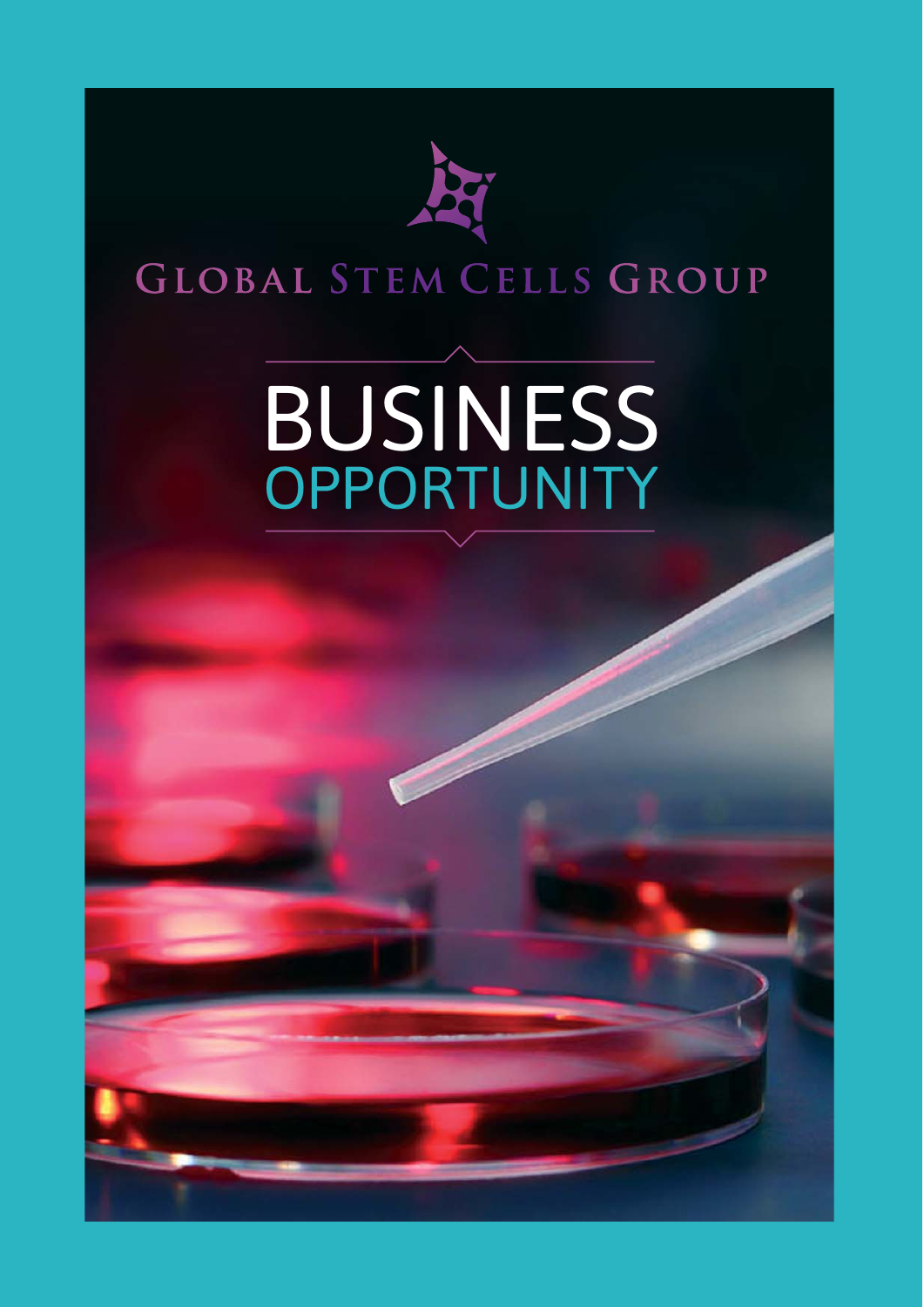# GLOBAL STEM CELLS GROUP

# BUSINESS OPPORTUNITY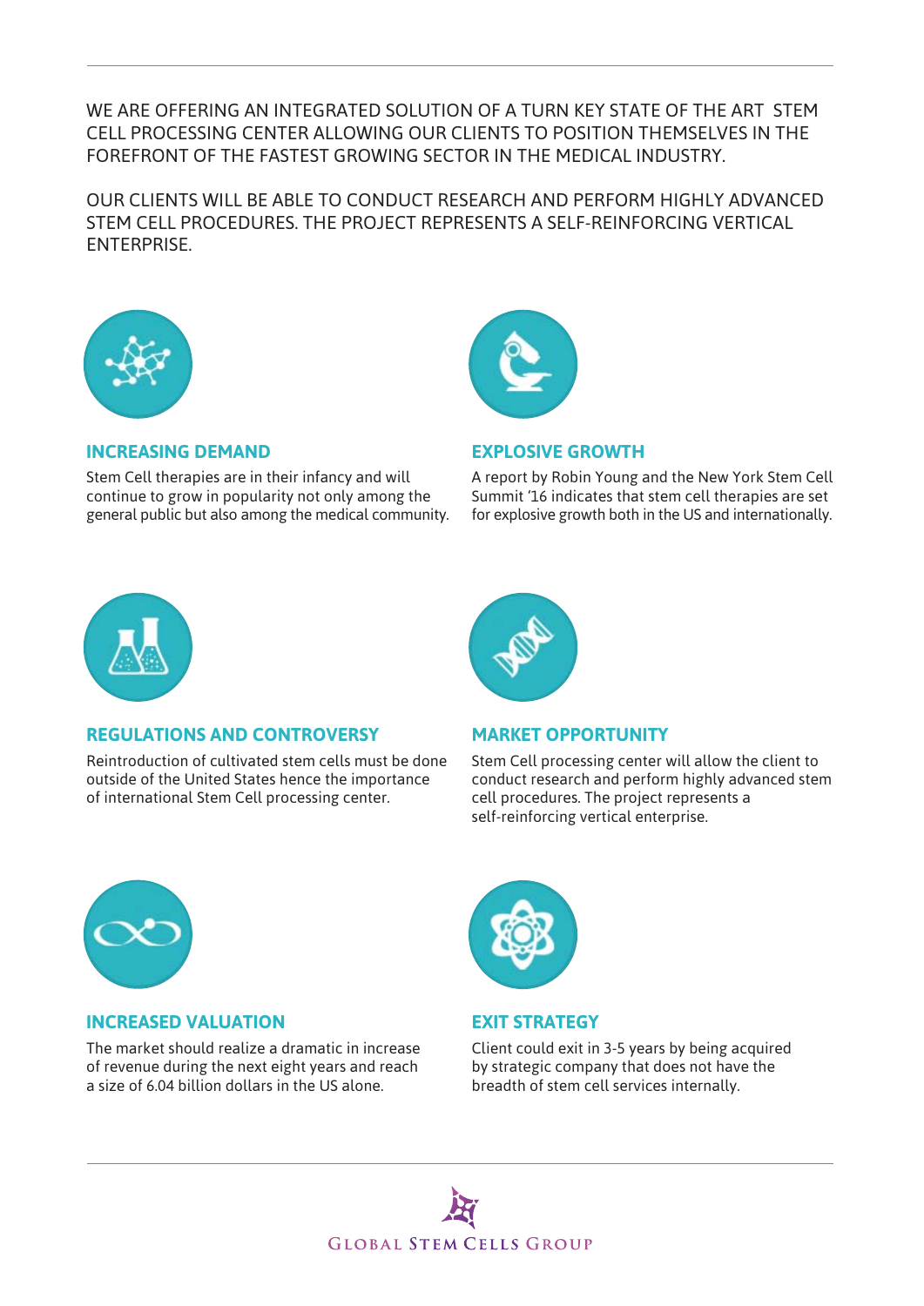WE ARE OFFERING AN INTEGRATED SOLUTION OF A TURN KEY STATE OF THE ART STEM CELL PROCESSING CENTER ALLOWING OUR CLIENTS TO POSITION THEMSELVES IN THE FOREFRONT OF THE FASTEST GROWING SECTOR IN THE MEDICAL INDUSTRY.

OUR CLIENTS WILL BE ABLE TO CONDUCT RESEARCH AND PERFORM HIGHLY ADVANCED STEM CELL PROCEDURES. THE PROJECT REPRESENTS A SELF-REINFORCING VERTICAL ENTERPRISE.

### INCREASING DEMAND

Stem Cell therapies are in their infancy and will continue to grow in popularity not only among the general public but also among the medical community.

### EXPLOSIVE GROWTH

A report by Robin Young and the New York Stem Cell Summit '16 indicates that stem cell therapies are set for explosive growth both in the US and internationally.

### REGULATIONS AND CONTROVERSY

Reintroduction of cultivated stem cells must be done outside of the United States hence the importance of international Stem Cell processing center.

### MARKET OPPORTUNITY

Stem Cell processing center will allow the client to conduct research and perform highly advanced stem cell procedures. The project represents a self-reinforcing vertical enterprise.

### INCREASED VALUATION

The market should realize a dramatic in increase of revenue during the next eight years and reach a size of 6.04 billion dollars in the US alone.

### EXIT STRATEGY

Client could exit in 3-5 years by being acquired by strategic company that does not have the breadth of stem cell services internally.

GLOBAL STEM CELLS GROUP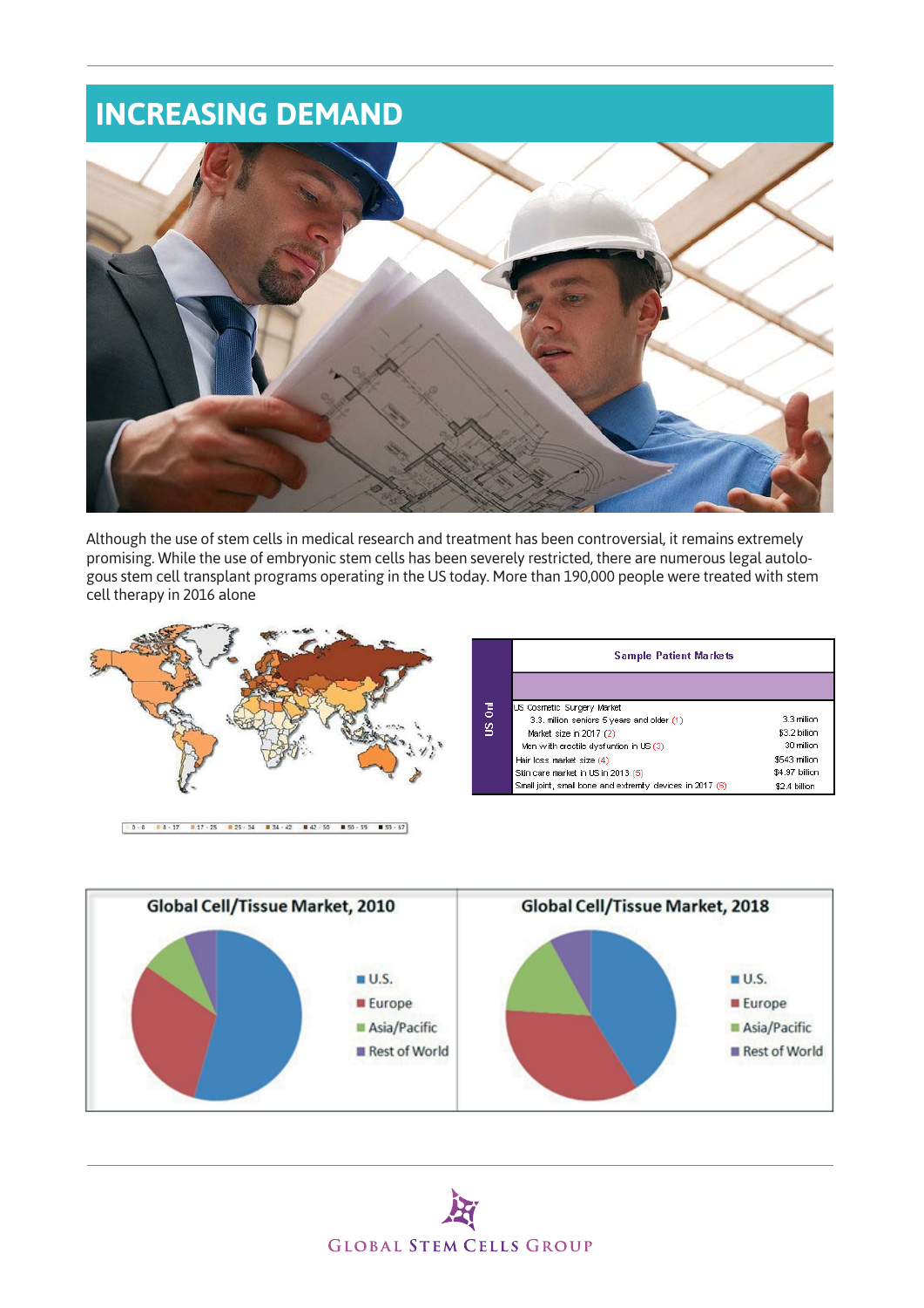# INCREASING DEMAND

Although the use of stem cells in medical research and treatment has been controversial, it remains extremely promising. While the use of embryonic stem cells has been severely restricted, there are numerous legal autologous stem cell transplant programs operating in the US today. More than 190,000 people were treated with stem cell therapy in 2016 alone

0 - 8 | 8 - 17 | 17 - 25 | 25 - 34 | 34 - 42 | 42 - 50 | 50 - 59 | 59 - 67

| US Onl | Sample Patient Markets | |
|---|---|---|
| | US Cosmetic Surgery Market | |
| | 3.3. million seniors 5 years and older (1) | 3.3 million |
| | Market size in 2017 (2) | $3.2 billion |
| | Men with erectile dysfunction in US (3) | 30 million |
| | Hair loss market size (4) | $543 million |
| | Skin care market in US in 2013 (5) | $4.97 billion |
| | Small joint, small bone and extremity devices in 2017 (6) | $2.4 billion |

**Global Cell/Tissue Market, 2010**

- U.S.
- Europe
- Asia/Pacific
- Rest of World

**Global Cell/Tissue Market, 2018**

- U.S.
- Europe
- Asia/Pacific
- Rest of World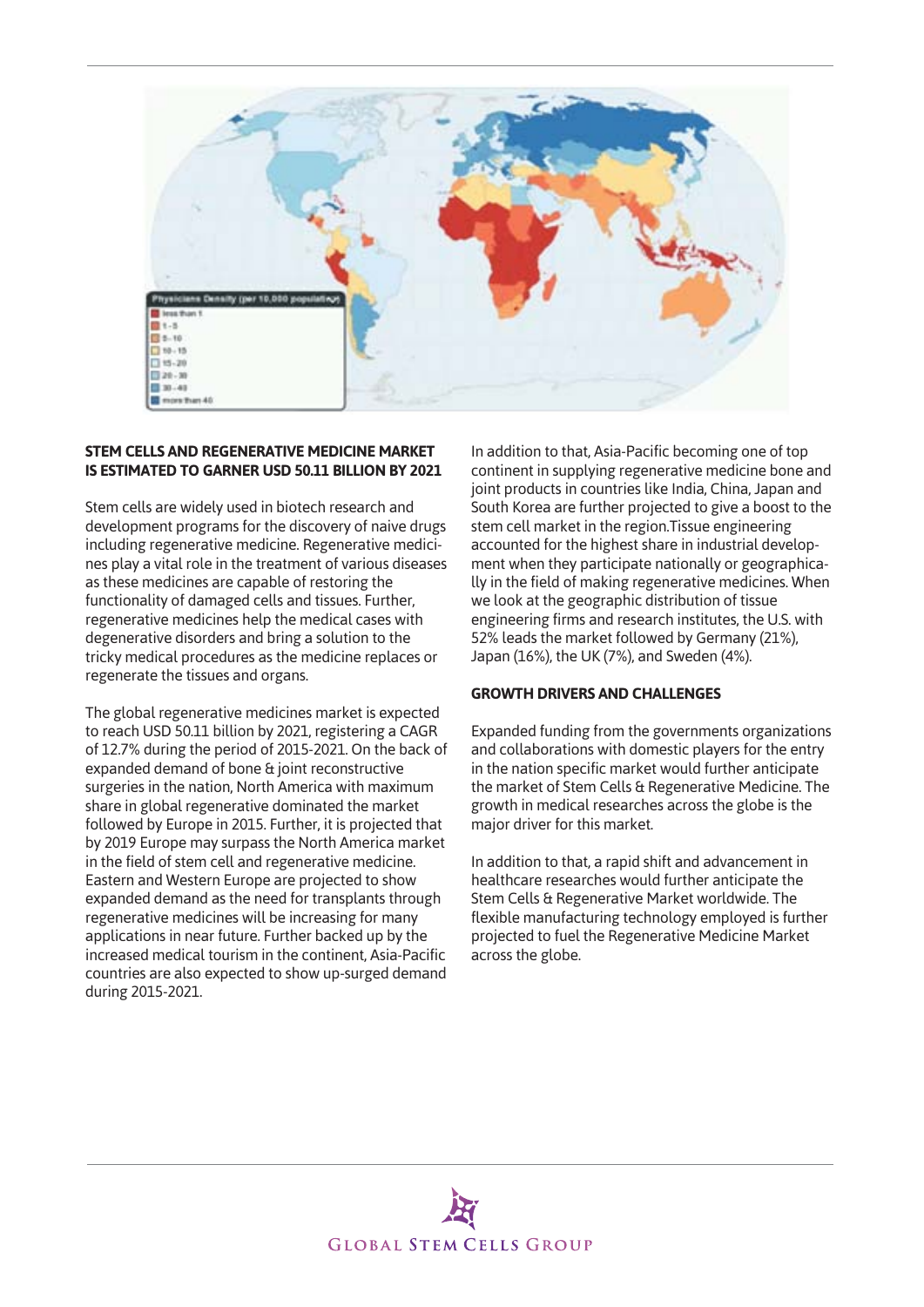## STEM CELLS AND REGENERATIVE MEDICINE MARKET IS ESTIMATED TO GARNER USD 50.11 BILLION BY 2021

Stem cells are widely used in biotech research and development programs for the discovery of naive drugs including regenerative medicine. Regenerative medicines play a vital role in the treatment of various diseases as these medicines are capable of restoring the functionality of damaged cells and tissues. Further, regenerative medicines help the medical cases with degenerative disorders and bring a solution to the tricky medical procedures as the medicine replaces or regenerate the tissues and organs.

The global regenerative medicines market is expected to reach USD 50.11 billion by 2021, registering a CAGR of 12.7% during the period of 2015-2021. On the back of expanded demand of bone & joint reconstructive surgeries in the nation, North America with maximum share in global regenerative dominated the market followed by Europe in 2015. Further, it is projected that by 2019 Europe may surpass the North America market in the field of stem cell and regenerative medicine. Eastern and Western Europe are projected to show expanded demand as the need for transplants through regenerative medicines will be increasing for many applications in near future. Further backed up by the increased medical tourism in the continent, Asia-Pacific countries are also expected to show up-surged demand during 2015-2021.

In addition to that, Asia-Pacific becoming one of top continent in supplying regenerative medicine bone and joint products in countries like India, China, Japan and South Korea are further projected to give a boost to the stem cell market in the region.Tissue engineering accounted for the highest share in industrial development when they participate nationally or geographically in the field of making regenerative medicines. When we look at the geographic distribution of tissue engineering firms and research institutes, the U.S. with 52% leads the market followed by Germany (21%), Japan (16%), the UK (7%), and Sweden (4%).

## GROWTH DRIVERS AND CHALLENGES

Expanded funding from the governments organizations and collaborations with domestic players for the entry in the nation specific market would further anticipate the market of Stem Cells & Regenerative Medicine. The growth in medical researches across the globe is the major driver for this market.

In addition to that, a rapid shift and advancement in healthcare researches would further anticipate the Stem Cells & Regenerative Market worldwide. The flexible manufacturing technology employed is further projected to fuel the Regenerative Medicine Market across the globe.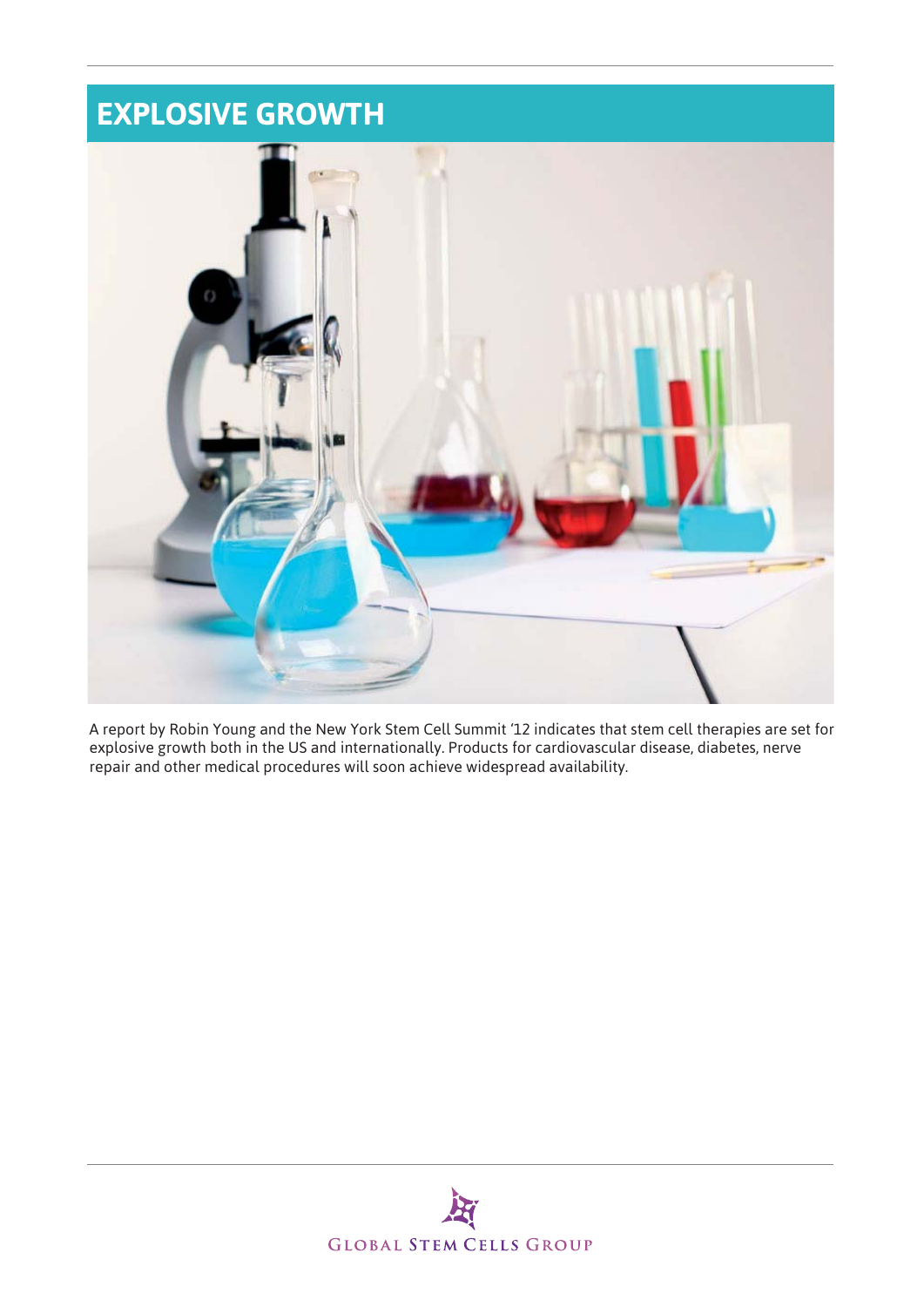# EXPLOSIVE GROWTH

A report by Robin Young and the New York Stem Cell Summit '12 indicates that stem cell therapies are set for explosive growth both in the US and internationally. Products for cardiovascular disease, diabetes, nerve repair and other medical procedures will soon achieve widespread availability.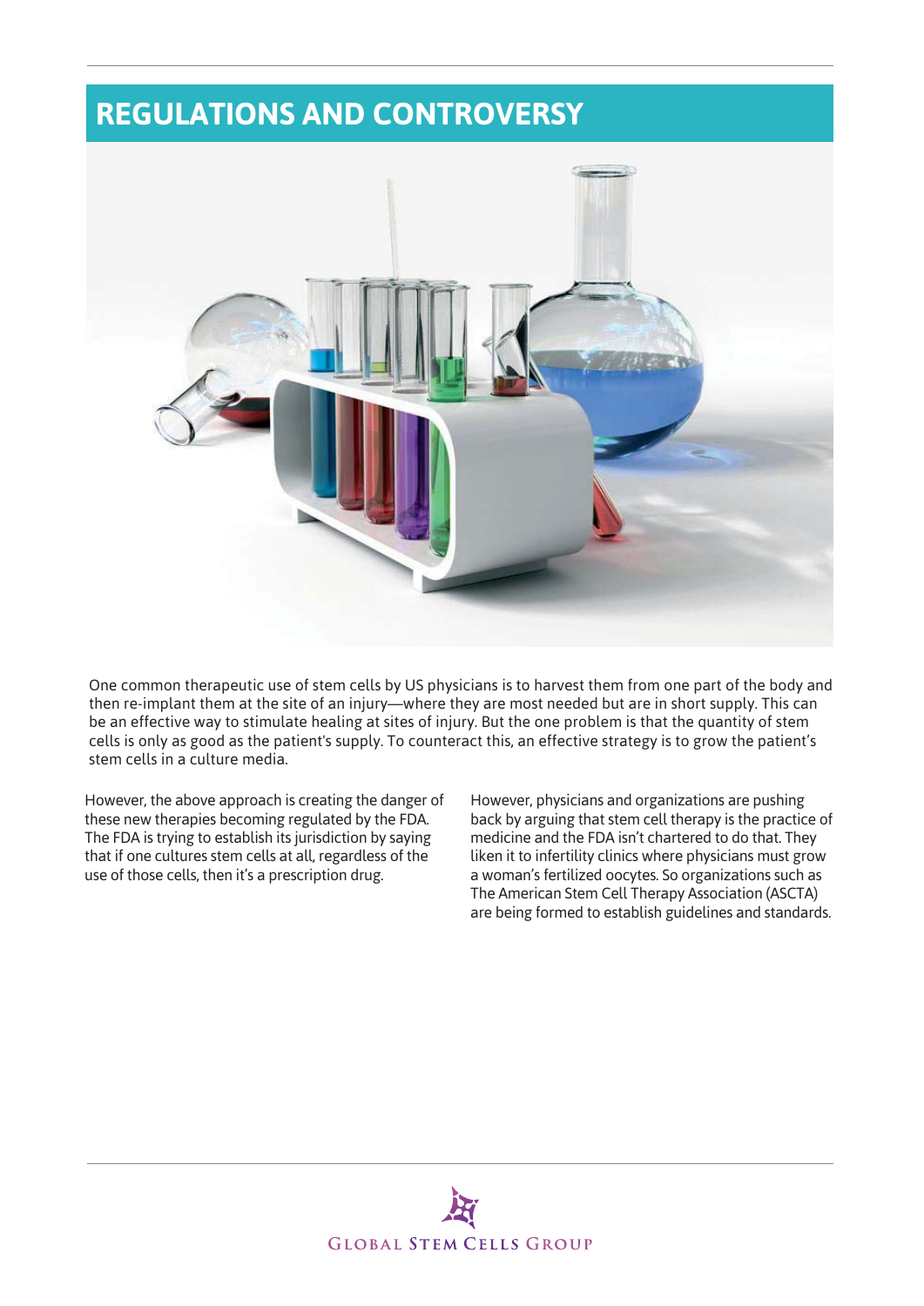# REGULATIONS AND CONTROVERSY

One common therapeutic use of stem cells by US physicians is to harvest them from one part of the body and then re-implant them at the site of an injury—where they are most needed but are in short supply. This can be an effective way to stimulate healing at sites of injury. But the one problem is that the quantity of stem cells is only as good as the patient's supply. To counteract this, an effective strategy is to grow the patient's stem cells in a culture media.

However, the above approach is creating the danger of these new therapies becoming regulated by the FDA. The FDA is trying to establish its jurisdiction by saying that if one cultures stem cells at all, regardless of the use of those cells, then it's a prescription drug.

However, physicians and organizations are pushing back by arguing that stem cell therapy is the practice of medicine and the FDA isn't chartered to do that. They liken it to infertility clinics where physicians must grow a woman's fertilized oocytes. So organizations such as The American Stem Cell Therapy Association (ASCTA) are being formed to establish guidelines and standards.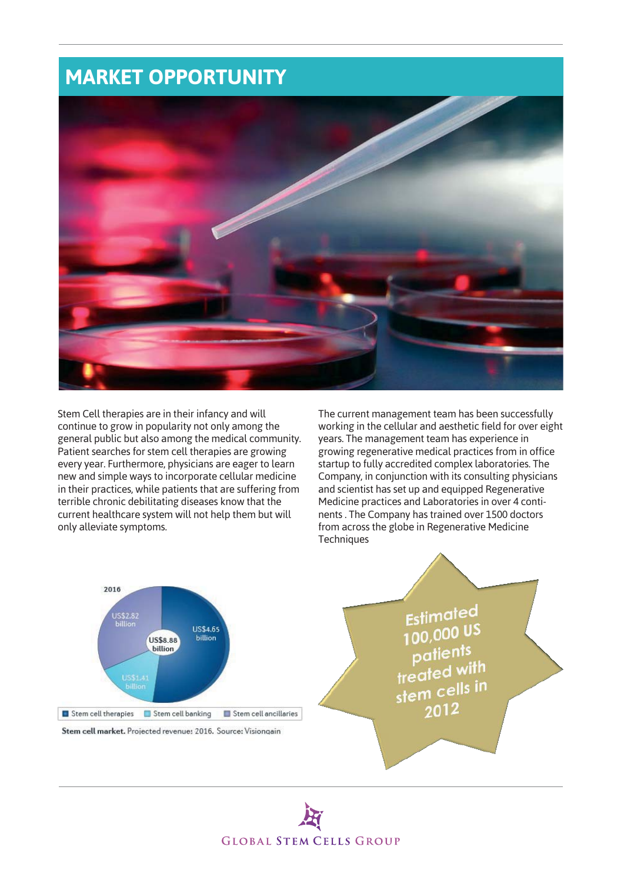# MARKET OPPORTUNITY

Stem Cell therapies are in their infancy and will continue to grow in popularity not only among the general public but also among the medical community. Patient searches for stem cell therapies are growing every year. Furthermore, physicians are eager to learn new and simple ways to incorporate cellular medicine in their practices, while patients that are suffering from terrible chronic debilitating diseases know that the current healthcare system will not help them but will only alleviate symptoms.

The current management team has been successfully working in the cellular and aesthetic field for over eight years. The management team has experience in growing regenerative medical practices from in office startup to fully accredited complex laboratories. The Company, in conjunction with its consulting physicians and scientist has set up and equipped Regenerative Medicine practices and Laboratories in over 4 continents . The Company has trained over 1500 doctors from across the globe in Regenerative Medicine Techniques

2016

US$2.82 billion

US$4.65 billion

US$8.88 billion

US$1.41 billion

Stem cell therapies · Stem cell banking · Stem cell ancillaries

**Stem cell market.** Projected revenue: 2016. Source: Visiongain

Estimated 100,000 US patients treated with stem cells in 2012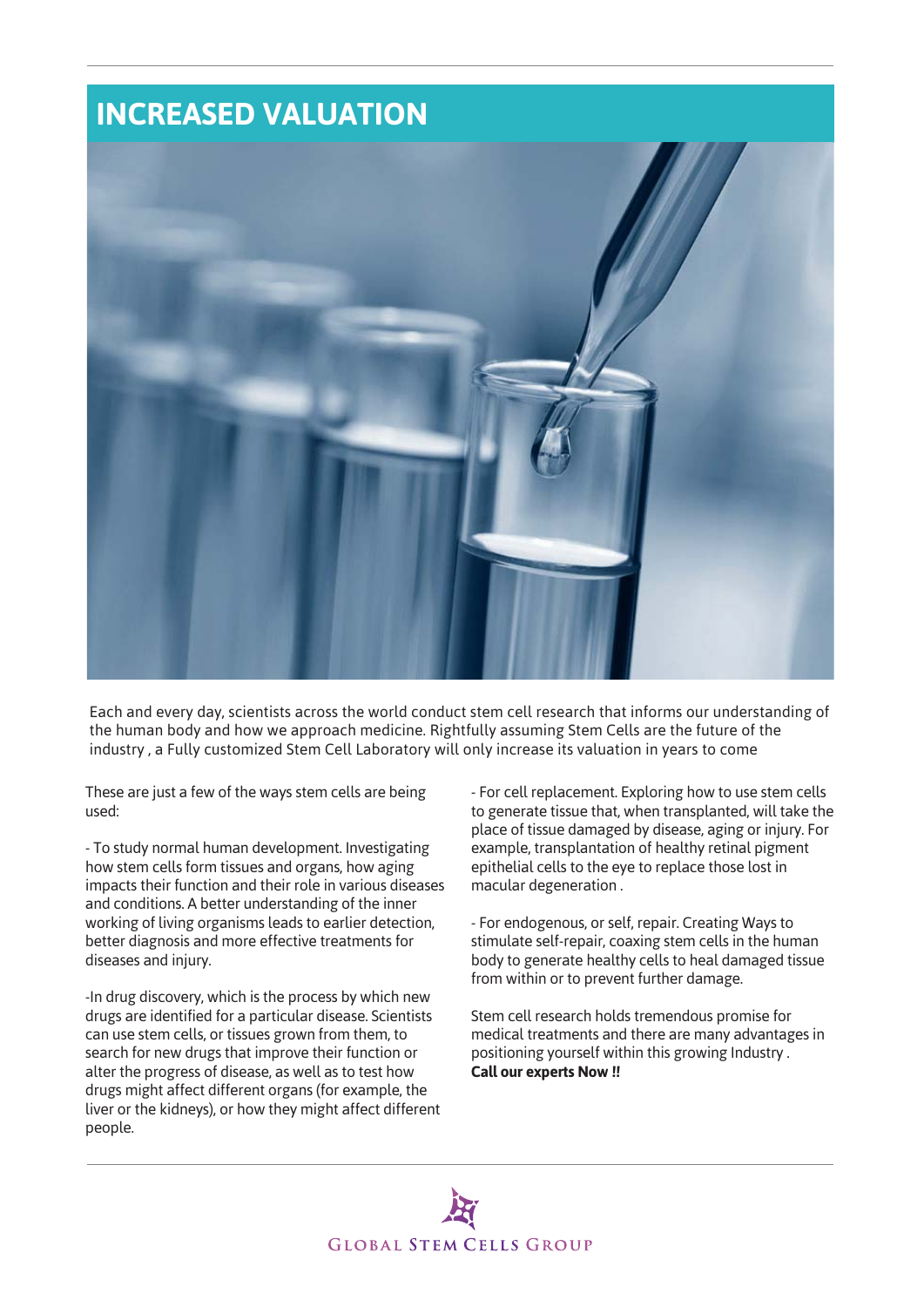# INCREASED VALUATION

Each and every day, scientists across the world conduct stem cell research that informs our understanding of the human body and how we approach medicine. Rightfully assuming Stem Cells are the future of the industry , a Fully customized Stem Cell Laboratory will only increase its valuation in years to come

These are just a few of the ways stem cells are being used:

- To study normal human development. Investigating how stem cells form tissues and organs, how aging impacts their function and their role in various diseases and conditions. A better understanding of the inner working of living organisms leads to earlier detection, better diagnosis and more effective treatments for diseases and injury.

-In drug discovery, which is the process by which new drugs are identified for a particular disease. Scientists can use stem cells, or tissues grown from them, to search for new drugs that improve their function or alter the progress of disease, as well as to test how drugs might affect different organs (for example, the liver or the kidneys), or how they might affect different people.

- For cell replacement. Exploring how to use stem cells to generate tissue that, when transplanted, will take the place of tissue damaged by disease, aging or injury. For example, transplantation of healthy retinal pigment epithelial cells to the eye to replace those lost in macular degeneration .

- For endogenous, or self, repair. Creating Ways to stimulate self-repair, coaxing stem cells in the human body to generate healthy cells to heal damaged tissue from within or to prevent further damage.

Stem cell research holds tremendous promise for medical treatments and there are many advantages in positioning yourself within this growing Industry .
**Call our experts Now !!**

GLOBAL STEM CELLS GROUP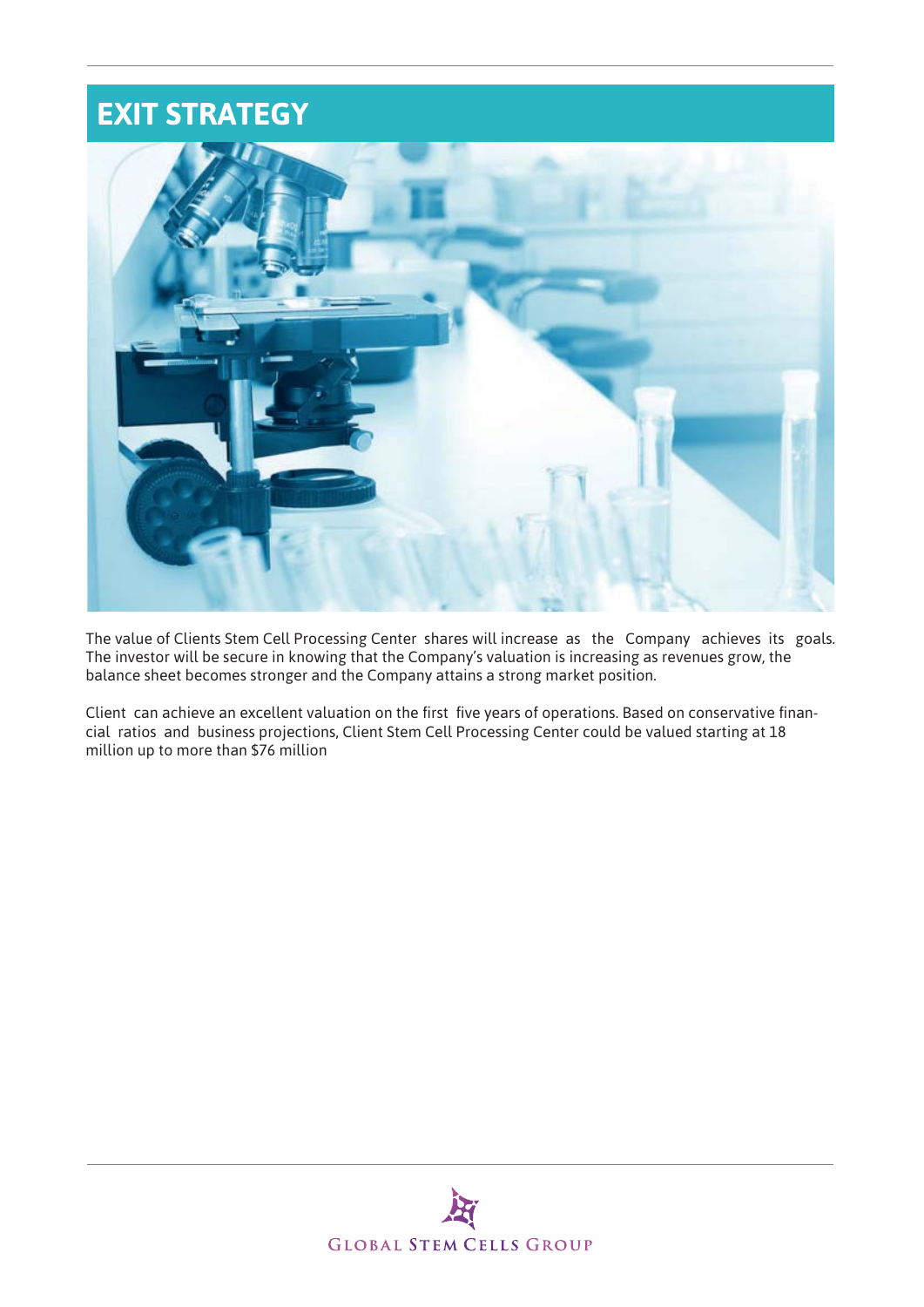# EXIT STRATEGY

The value of Clients Stem Cell Processing Center shares will increase as the Company achieves its goals. The investor will be secure in knowing that the Company's valuation is increasing as revenues grow, the balance sheet becomes stronger and the Company attains a strong market position.

Client can achieve an excellent valuation on the first five years of operations. Based on conservative financial ratios and business projections, Client Stem Cell Processing Center could be valued starting at 18 million up to more than $76 million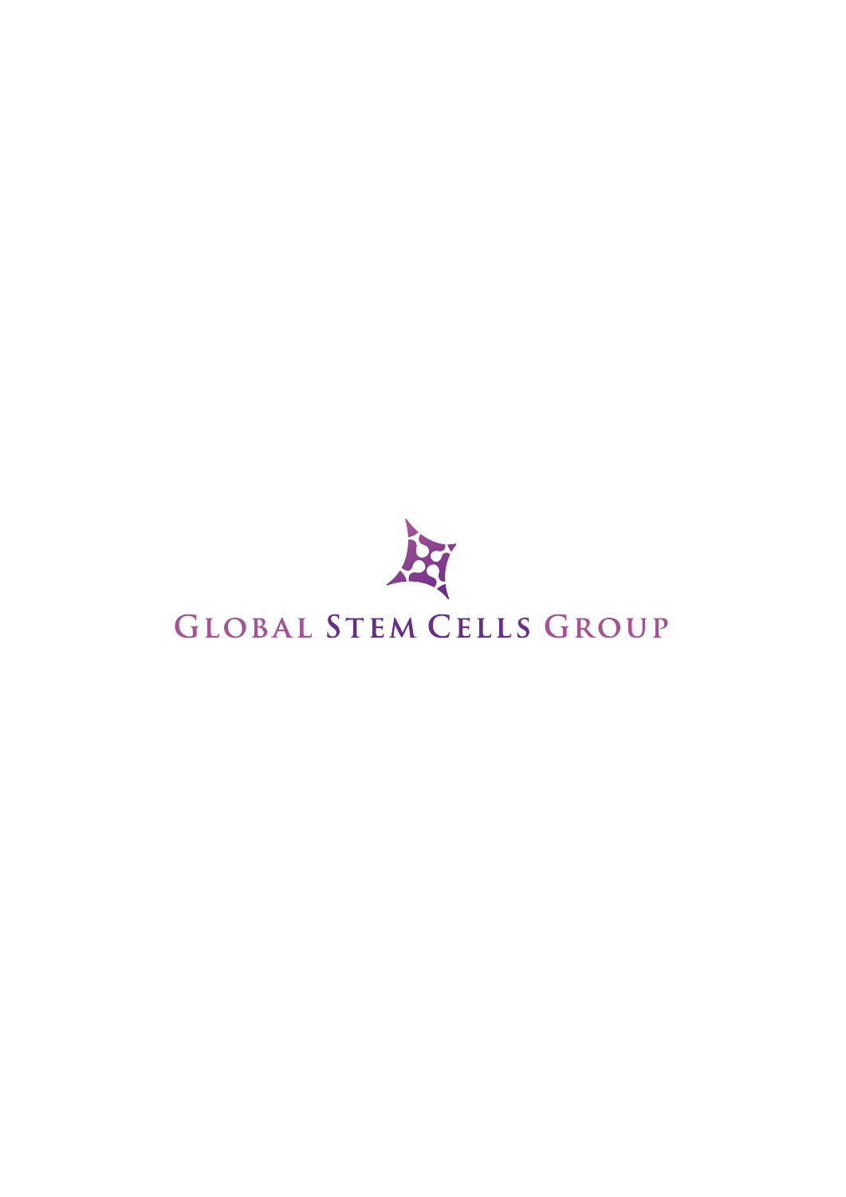GLOBAL STEM CELLS GROUP